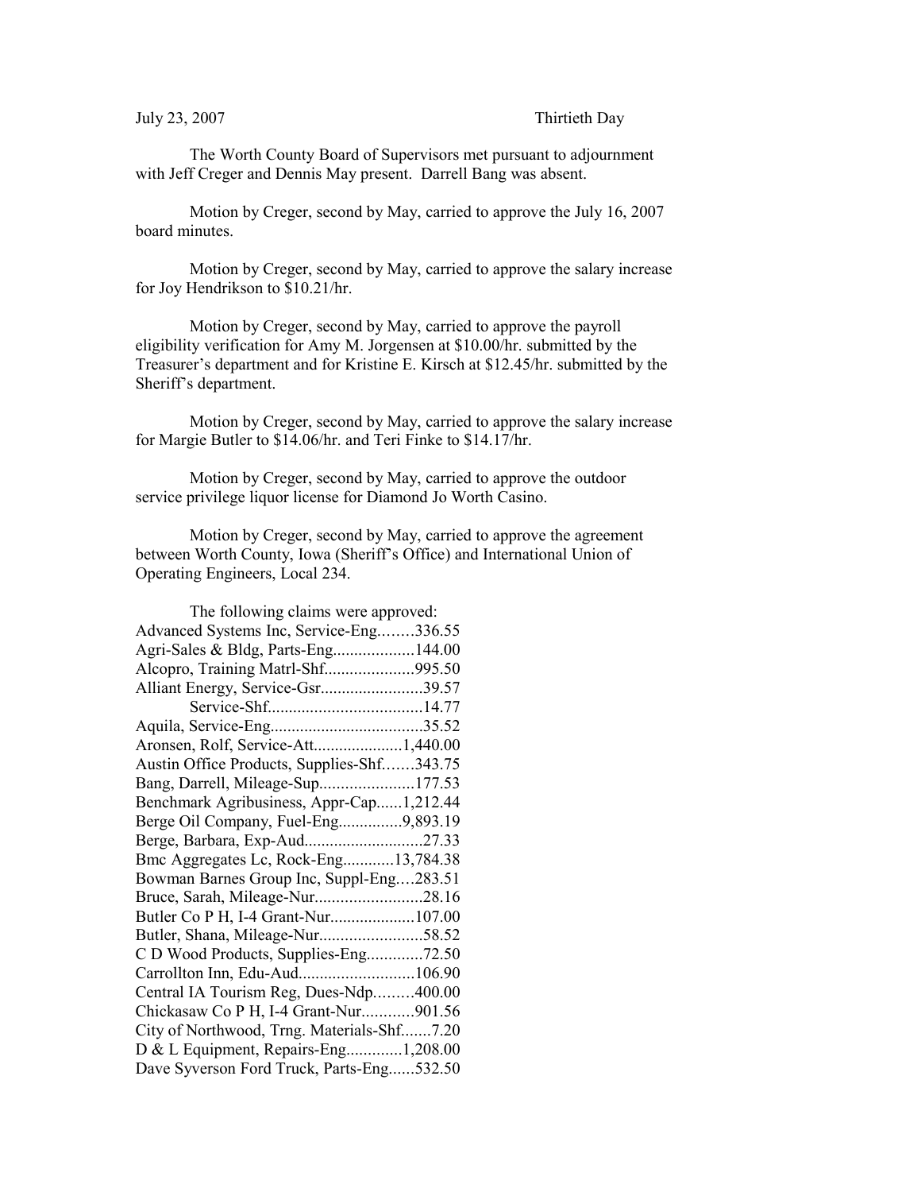July 23, 2007 Thirtieth Day

The Worth County Board of Supervisors met pursuant to adjournment with Jeff Creger and Dennis May present. Darrell Bang was absent.

Motion by Creger, second by May, carried to approve the July 16, 2007 board minutes.

Motion by Creger, second by May, carried to approve the salary increase for Joy Hendrikson to $10.21/hr.

Motion by Creger, second by May, carried to approve the payroll eligibility verification for Amy M. Jorgensen at $10.00/hr. submitted by the Treasurer's department and for Kristine E. Kirsch at $12.45/hr. submitted by the Sheriff's department.

Motion by Creger, second by May, carried to approve the salary increase for Margie Butler to $14.06/hr. and Teri Finke to $14.17/hr.

Motion by Creger, second by May, carried to approve the outdoor service privilege liquor license for Diamond Jo Worth Casino.

Motion by Creger, second by May, carried to approve the agreement between Worth County, Iowa (Sheriff's Office) and International Union of Operating Engineers, Local 234.

The following claims were approved:

Advanced Systems Inc, Service-Eng........336.55
Agri-Sales & Bldg, Parts-Eng...................144.00
Alcopro, Training Matrl-Shf.....................995.50
Alliant Energy, Service-Gsr........................39.57
Service-Shf....................................14.77
Aquila, Service-Eng....................................35.52
Aronsen, Rolf, Service-Att.....................1,440.00
Austin Office Products, Supplies-Shf.......343.75
Bang, Darrell, Mileage-Sup......................177.53
Benchmark Agribusiness, Appr-Cap......1,212.44
Berge Oil Company, Fuel-Eng...............9,893.19
Berge, Barbara, Exp-Aud...........................27.33
Bmc Aggregates Lc, Rock-Eng............13,784.38
Bowman Barnes Group Inc, Suppl-Eng....283.51
Bruce, Sarah, Mileage-Nur.........................28.16
Butler Co P H, I-4 Grant-Nur....................107.00
Butler, Shana, Mileage-Nur........................58.52
C D Wood Products, Supplies-Eng.............72.50
Carrollton Inn, Edu-Aud...........................106.90
Central IA Tourism Reg, Dues-Ndp.........400.00
Chickasaw Co P H, I-4 Grant-Nur............901.56
City of Northwood, Trng. Materials-Shf.......7.20
D & L Equipment, Repairs-Eng.............1,208.00
Dave Syverson Ford Truck, Parts-Eng......532.50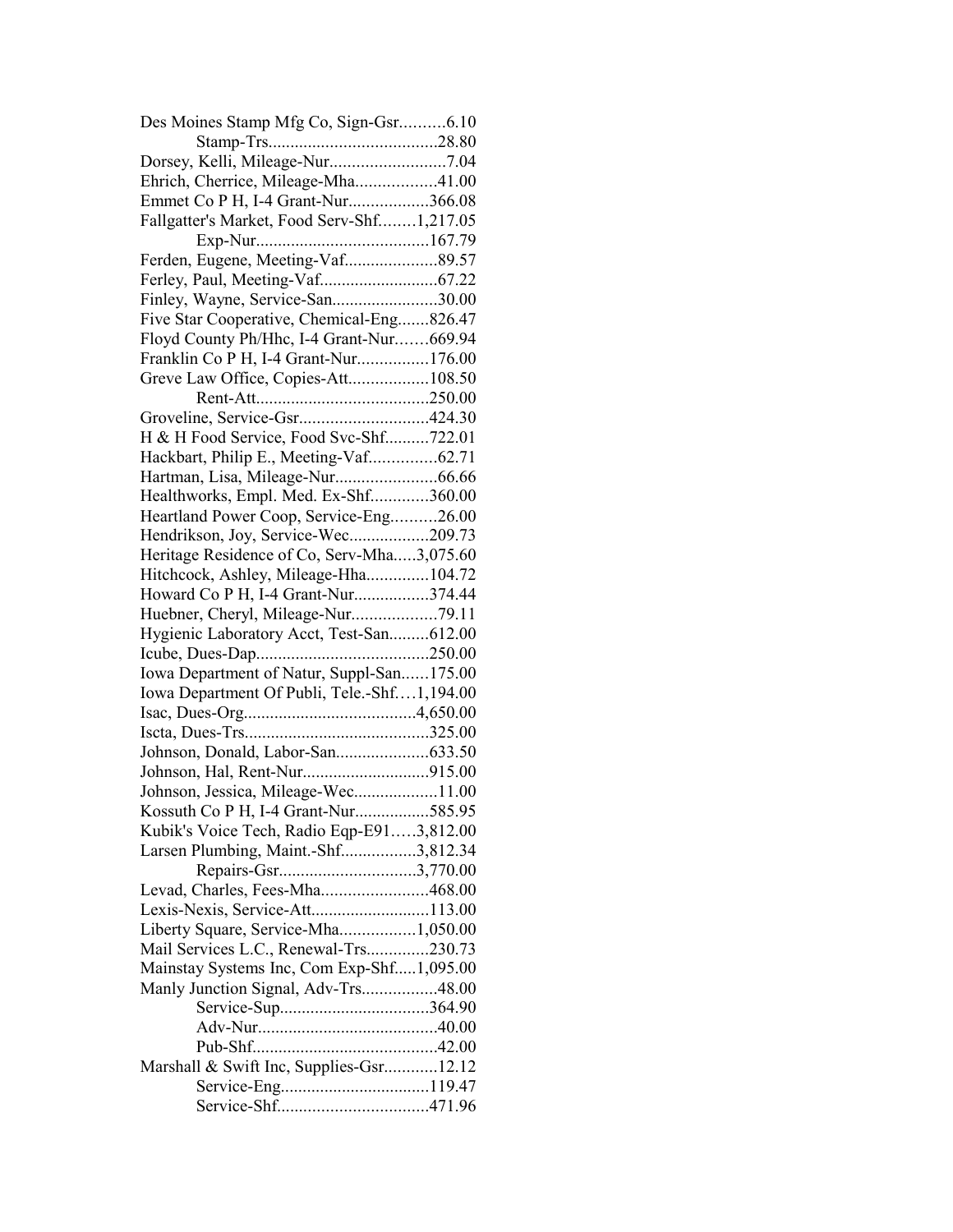Des Moines Stamp Mfg Co, Sign-Gsr..........6.10
Stamp-Trs......................................28.80
Dorsey, Kelli, Mileage-Nur..........................7.04
Ehrich, Cherrice, Mileage-Mha..................41.00
Emmet Co P H, I-4 Grant-Nur..................366.08
Fallgatter's Market, Food Serv-Shf........1,217.05
Exp-Nur.......................................167.79
Ferden, Eugene, Meeting-Vaf.....................89.57
Ferley, Paul, Meeting-Vaf..........................67.22
Finley, Wayne, Service-San........................30.00
Five Star Cooperative, Chemical-Eng.......826.47
Floyd County Ph/Hhc, I-4 Grant-Nur.......669.94
Franklin Co P H, I-4 Grant-Nur................176.00
Greve Law Office, Copies-Att..................108.50
Rent-Att.......................................250.00
Groveline, Service-Gsr.............................424.30
H & H Food Service, Food Svc-Shf..........722.01
Hackbart, Philip E., Meeting-Vaf...............62.71
Hartman, Lisa, Mileage-Nur.......................66.66
Healthworks, Empl. Med. Ex-Shf.............360.00
Heartland Power Coop, Service-Eng..........26.00
Hendrikson, Joy, Service-Wec..................209.73
Heritage Residence of Co, Serv-Mha.....3,075.60
Hitchcock, Ashley, Mileage-Hha..............104.72
Howard Co P H, I-4 Grant-Nur.................374.44
Huebner, Cheryl, Mileage-Nur...................79.11
Hygienic Laboratory Acct, Test-San.........612.00
Icube, Dues-Dap.......................................250.00
Iowa Department of Natur, Suppl-San......175.00
Iowa Department Of Publi, Tele.-Shf....1,194.00
Isac, Dues-Org.......................................4,650.00
Iscta, Dues-Trs..........................................325.00
Johnson, Donald, Labor-San.....................633.50
Johnson, Hal, Rent-Nur............................915.00
Johnson, Jessica, Mileage-Wec...................11.00
Kossuth Co P H, I-4 Grant-Nur.................585.95
Kubik's Voice Tech, Radio Eqp-E91.....3,812.00
Larsen Plumbing, Maint.-Shf.................3,812.34
Repairs-Gsr...............................3,770.00
Levad, Charles, Fees-Mha........................468.00
Lexis-Nexis, Service-Att...........................113.00
Liberty Square, Service-Mha.................1,050.00
Mail Services L.C., Renewal-Trs..............230.73
Mainstay Systems Inc, Com Exp-Shf.....1,095.00
Manly Junction Signal, Adv-Trs.................48.00
Service-Sup..................................364.90
Adv-Nur.........................................40.00
Pub-Shf..........................................42.00
Marshall & Swift Inc, Supplies-Gsr............12.12
Service-Eng..................................119.47
Service-Shf..................................471.96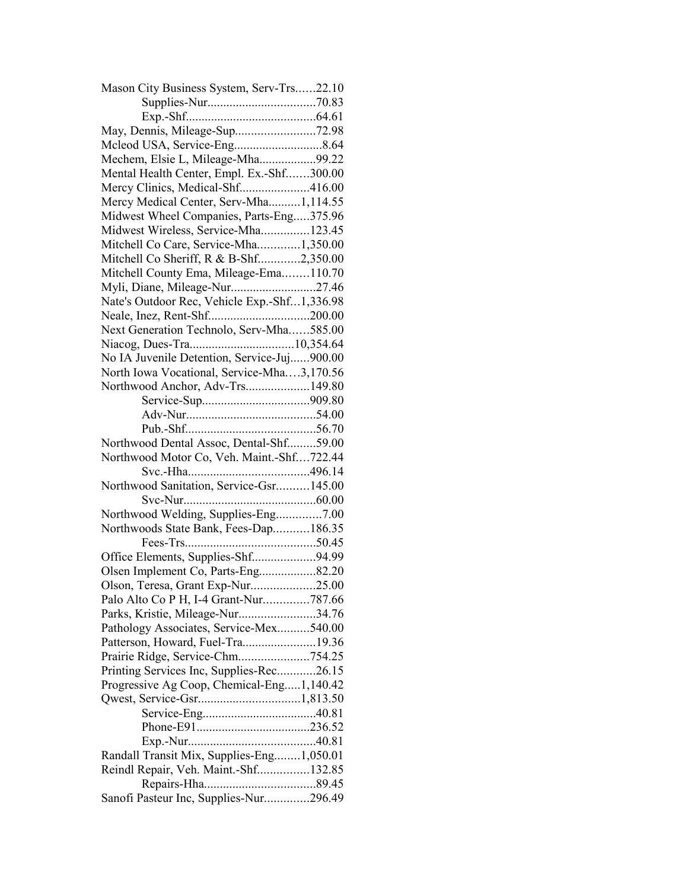Mason City Business System, Serv-Trs......22.10
Supplies-Nur.................................70.83
Exp.-Shf.........................................64.61
May, Dennis, Mileage-Sup.........................72.98
Mcleod USA, Service-Eng...........................8.64
Mechem, Elsie L, Mileage-Mha..................99.22
Mental Health Center, Empl. Ex.-Shf.......300.00
Mercy Clinics, Medical-Shf......................416.00
Mercy Medical Center, Serv-Mha..........1,114.55
Midwest Wheel Companies, Parts-Eng.....375.96
Midwest Wireless, Service-Mha...............123.45
Mitchell Co Care, Service-Mha.............1,350.00
Mitchell Co Sheriff, R & B-Shf.............2,350.00
Mitchell County Ema, Mileage-Ema........110.70
Myli, Diane, Mileage-Nur..........................27.46
Nate's Outdoor Rec, Vehicle Exp.-Shf...1,336.98
Neale, Inez, Rent-Shf...............................200.00
Next Generation Technolo, Serv-Mha......585.00
Niacog, Dues-Tra................................10,354.64
No IA Juvenile Detention, Service-Juj......900.00
North Iowa Vocational, Service-Mha....3,170.56
Northwood Anchor, Adv-Trs....................149.80
Service-Sup.................................909.80
Adv-Nur.........................................54.00
Pub.-Shf.........................................56.70
Northwood Dental Assoc, Dental-Shf.........59.00
Northwood Motor Co, Veh. Maint.-Shf....722.44
Svc.-Hha......................................496.14
Northwood Sanitation, Service-Gsr..........145.00
Svc-Nur..........................................60.00
Northwood Welding, Supplies-Eng..............7.00
Northwoods State Bank, Fees-Dap...........186.35
Fees-Trs.........................................50.45
Office Elements, Supplies-Shf....................94.99
Olsen Implement Co, Parts-Eng..................82.20
Olson, Teresa, Grant Exp-Nur....................25.00
Palo Alto Co P H, I-4 Grant-Nur..............787.66
Parks, Kristie, Mileage-Nur........................34.76
Pathology Associates, Service-Mex..........540.00
Patterson, Howard, Fuel-Tra.......................19.36
Prairie Ridge, Service-Chm......................754.25
Printing Services Inc, Supplies-Rec............26.15
Progressive Ag Coop, Chemical-Eng.....1,140.42
Qwest, Service-Gsr................................1,813.50
Service-Eng...................................40.81
Phone-E91...................................236.52
Exp.-Nur........................................40.81
Randall Transit Mix, Supplies-Eng........1,050.01
Reindl Repair, Veh. Maint.-Shf................132.85
Repairs-Hha..................................89.45
Sanofi Pasteur Inc, Supplies-Nur..............296.49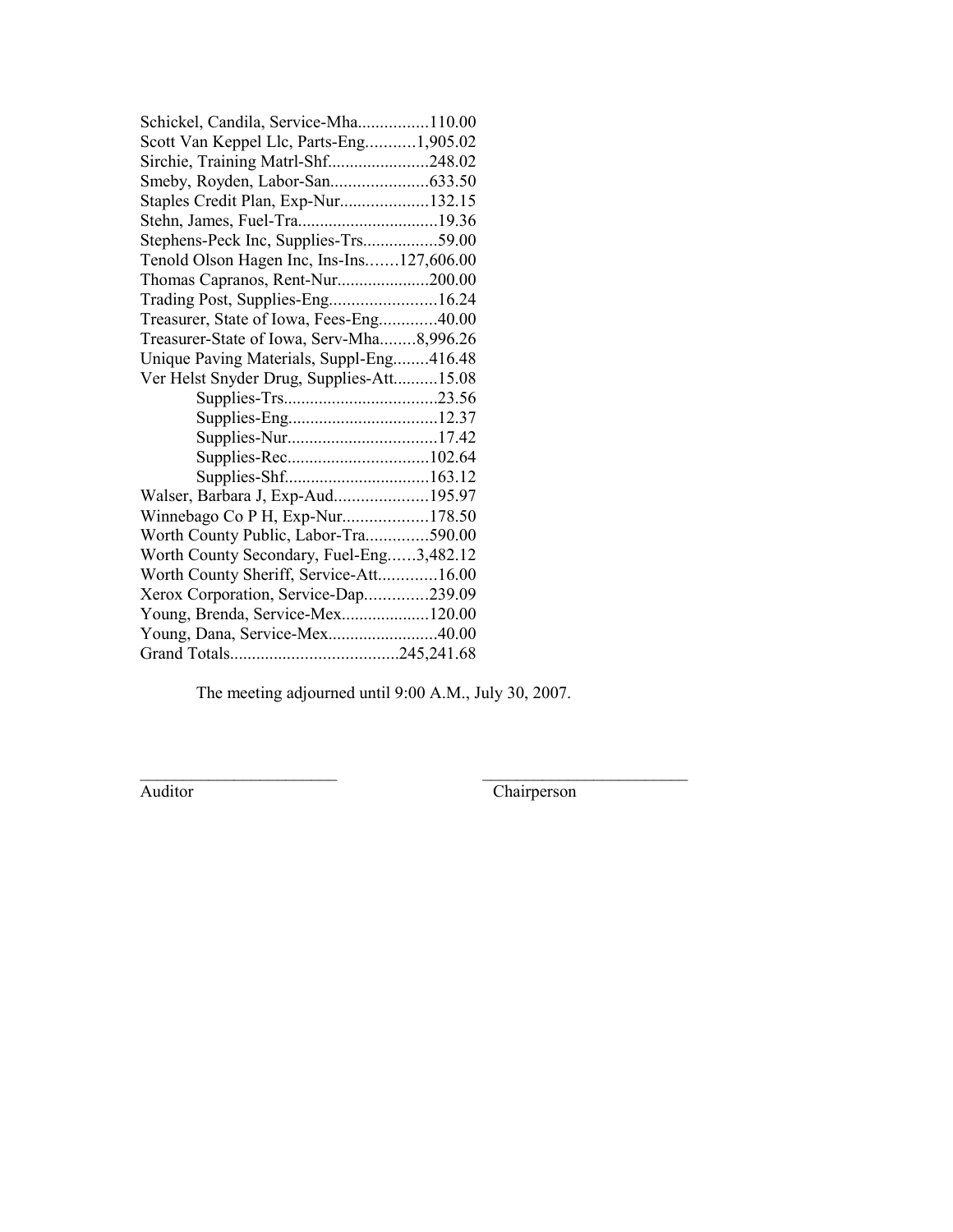Schickel, Candila, Service-Mha................110.00
Scott Van Keppel Llc, Parts-Eng...........1,905.02
Sirchie, Training Matrl-Shf.......................248.02
Smeby, Royden, Labor-San......................633.50
Staples Credit Plan, Exp-Nur....................132.15
Stehn, James, Fuel-Tra................................19.36
Stephens-Peck Inc, Supplies-Trs.................59.00
Tenold Olson Hagen Inc, Ins-Ins.......127,606.00
Thomas Capranos, Rent-Nur.....................200.00
Trading Post, Supplies-Eng........................16.24
Treasurer, State of Iowa, Fees-Eng.............40.00
Treasurer-State of Iowa, Serv-Mha........8,996.26
Unique Paving Materials, Suppl-Eng........416.48
Ver Helst Snyder Drug, Supplies-Att..........15.08
Supplies-Trs...................................23.56
Supplies-Eng..................................12.37
Supplies-Nur..................................17.42
Supplies-Rec................................102.64
Supplies-Shf.................................163.12
Walser, Barbara J, Exp-Aud.....................195.97
Winnebago Co P H, Exp-Nur...................178.50
Worth County Public, Labor-Tra..............590.00
Worth County Secondary, Fuel-Eng......3,482.12
Worth County Sheriff, Service-Att.............16.00
Xerox Corporation, Service-Dap..............239.09
Young, Brenda, Service-Mex....................120.00
Young, Dana, Service-Mex.........................40.00
Grand Totals......................................245,241.68

The meeting adjourned until 9:00 A.M., July 30, 2007.

________________________ ________________________
Auditor Chairperson